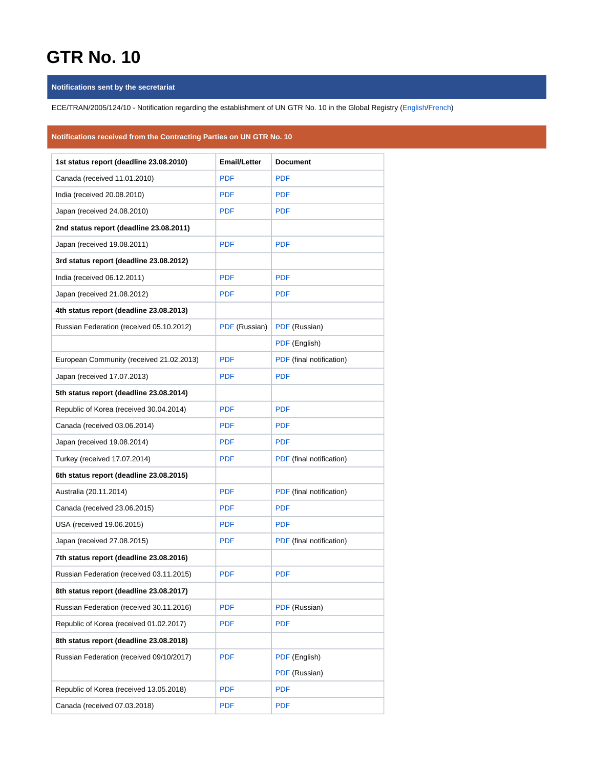# GTR No. 10

## Notifications sent by the secretariat

ECE/TRAN/2005/124/10 - Notification regarding the establishment of UN GTR No. 10 in the Global Registry (English/French)

## Notifications received from the Contracting Parties on UN GTR No. 10

| 1st status report (deadline 23.08.2010) | Email/Letter | Document |
|---|---|---|
| Canada (received 11.01.2010) | PDF | PDF |
| India (received 20.08.2010) | PDF | PDF |
| Japan (received 24.08.2010) | PDF | PDF |
| **2nd status report (deadline 23.08.2011)** | | |
| Japan (received 19.08.2011) | PDF | PDF |
| **3rd status report (deadline 23.08.2012)** | | |
| India (received 06.12.2011) | PDF | PDF |
| Japan (received 21.08.2012) | PDF | PDF |
| **4th status report (deadline 23.08.2013)** | | |
| Russian Federation (received 05.10.2012) | PDF (Russian) | PDF (Russian) |
| | | PDF (English) |
| European Community (received 21.02.2013) | PDF | PDF (final notification) |
| Japan (received 17.07.2013) | PDF | PDF |
| **5th status report (deadline 23.08.2014)** | | |
| Republic of Korea (received 30.04.2014) | PDF | PDF |
| Canada (received 03.06.2014) | PDF | PDF |
| Japan (received 19.08.2014) | PDF | PDF |
| Turkey (received 17.07.2014) | PDF | PDF (final notification) |
| **6th status report (deadline 23.08.2015)** | | |
| Australia (20.11.2014) | PDF | PDF (final notification) |
| Canada (received 23.06.2015) | PDF | PDF |
| USA (received 19.06.2015) | PDF | PDF |
| Japan (received 27.08.2015) | PDF | PDF (final notification) |
| **7th status report (deadline 23.08.2016)** | | |
| Russian Federation (received 03.11.2015) | PDF | PDF |
| **8th status report (deadline 23.08.2017)** | | |
| Russian Federation (received 30.11.2016) | PDF | PDF (Russian) |
| Republic of Korea (received 01.02.2017) | PDF | PDF |
| **8th status report (deadline 23.08.2018)** | | |
| Russian Federation (received 09/10/2017) | PDF | PDF (English)<br>PDF (Russian) |
| Republic of Korea (received 13.05.2018) | PDF | PDF |
| Canada (received 07.03.2018) | PDF | PDF |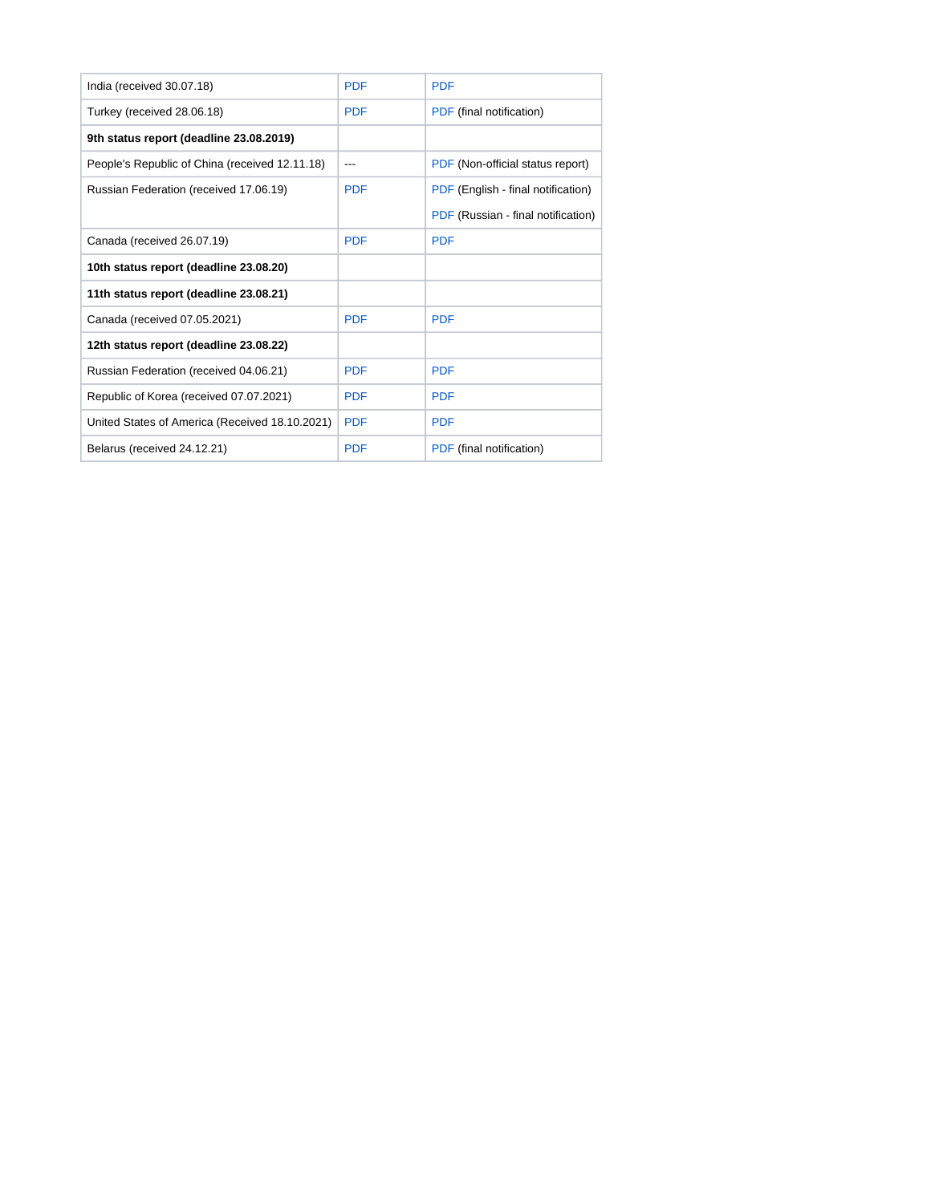| | | |
|---|---|---|
| India (received 30.07.18) | PDF | PDF |
| Turkey (received 28.06.18) | PDF | PDF (final notification) |
| **9th status report (deadline 23.08.2019)** | | |
| People's Republic of China (received 12.11.18) | --- | PDF (Non-official status report) |
| Russian Federation (received 17.06.19) | PDF | PDF (English - final notification)<br>PDF (Russian - final notification) |
| Canada (received 26.07.19) | PDF | PDF |
| **10th status report (deadline 23.08.20)** | | |
| **11th status report (deadline 23.08.21)** | | |
| Canada (received 07.05.2021) | PDF | PDF |
| **12th status report (deadline 23.08.22)** | | |
| Russian Federation (received 04.06.21) | PDF | PDF |
| Republic of Korea (received 07.07.2021) | PDF | PDF |
| United States of America (Received 18.10.2021) | PDF | PDF |
| Belarus (received 24.12.21) | PDF | PDF (final notification) |